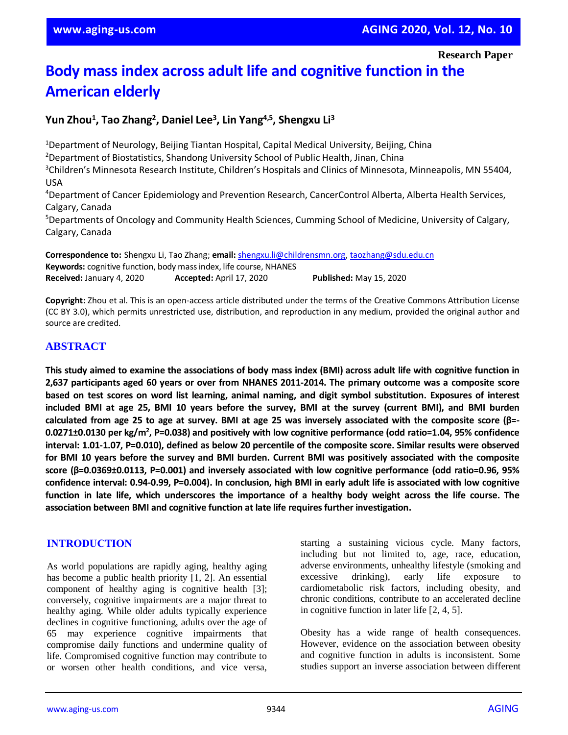Research Paper

# Body mass index across adult life and cognitive function in the American elderly

**Yun Zhou[1], Tao Zhang[2], Daniel Lee[3], Lin Yang[4,5], Shengxu Li[3]**

[1]Department of Neurology, Beijing Tiantan Hospital, Capital Medical University, Beijing, China
[2]Department of Biostatistics, Shandong University School of Public Health, Jinan, China
[3]Children's Minnesota Research Institute, Children's Hospitals and Clinics of Minnesota, Minneapolis, MN 55404, USA
[4]Department of Cancer Epidemiology and Prevention Research, CancerControl Alberta, Alberta Health Services, Calgary, Canada
[5]Departments of Oncology and Community Health Sciences, Cumming School of Medicine, University of Calgary, Calgary, Canada

**Correspondence to:** Shengxu Li, Tao Zhang; **email:** shengxu.li@childrensmn.org, taozhang@sdu.edu.cn
**Keywords:** cognitive function, body mass index, life course, NHANES
**Received:** January 4, 2020 **Accepted:** April 17, 2020 **Published:** May 15, 2020

**Copyright:** Zhou et al. This is an open-access article distributed under the terms of the Creative Commons Attribution License (CC BY 3.0), which permits unrestricted use, distribution, and reproduction in any medium, provided the original author and source are credited.

## ABSTRACT

**This study aimed to examine the associations of body mass index (BMI) across adult life with cognitive function in 2,637 participants aged 60 years or over from NHANES 2011-2014. The primary outcome was a composite score based on test scores on word list learning, animal naming, and digit symbol substitution. Exposures of interest included BMI at age 25, BMI 10 years before the survey, BMI at the survey (current BMI), and BMI burden calculated from age 25 to age at survey. BMI at age 25 was inversely associated with the composite score (β=-0.0271±0.0130 per kg/m$^2$, P=0.038) and positively with low cognitive performance (odd ratio=1.04, 95% confidence interval: 1.01-1.07, P=0.010), defined as below 20 percentile of the composite score. Similar results were observed for BMI 10 years before the survey and BMI burden. Current BMI was positively associated with the composite score (β=0.0369±0.0113, P=0.001) and inversely associated with low cognitive performance (odd ratio=0.96, 95% confidence interval: 0.94-0.99, P=0.004). In conclusion, high BMI in early adult life is associated with low cognitive function in late life, which underscores the importance of a healthy body weight across the life course. The association between BMI and cognitive function at late life requires further investigation.**

## INTRODUCTION

As world populations are rapidly aging, healthy aging has become a public health priority [1, 2]. An essential component of healthy aging is cognitive health [3]; conversely, cognitive impairments are a major threat to healthy aging. While older adults typically experience declines in cognitive functioning, adults over the age of 65 may experience cognitive impairments that compromise daily functions and undermine quality of life. Compromised cognitive function may contribute to or worsen other health conditions, and vice versa, starting a sustaining vicious cycle. Many factors, including but not limited to, age, race, education, adverse environments, unhealthy lifestyle (smoking and excessive drinking), early life exposure to cardiometabolic risk factors, including obesity, and chronic conditions, contribute to an accelerated decline in cognitive function in later life [2, 4, 5].

Obesity has a wide range of health consequences. However, evidence on the association between obesity and cognitive function in adults is inconsistent. Some studies support an inverse association between different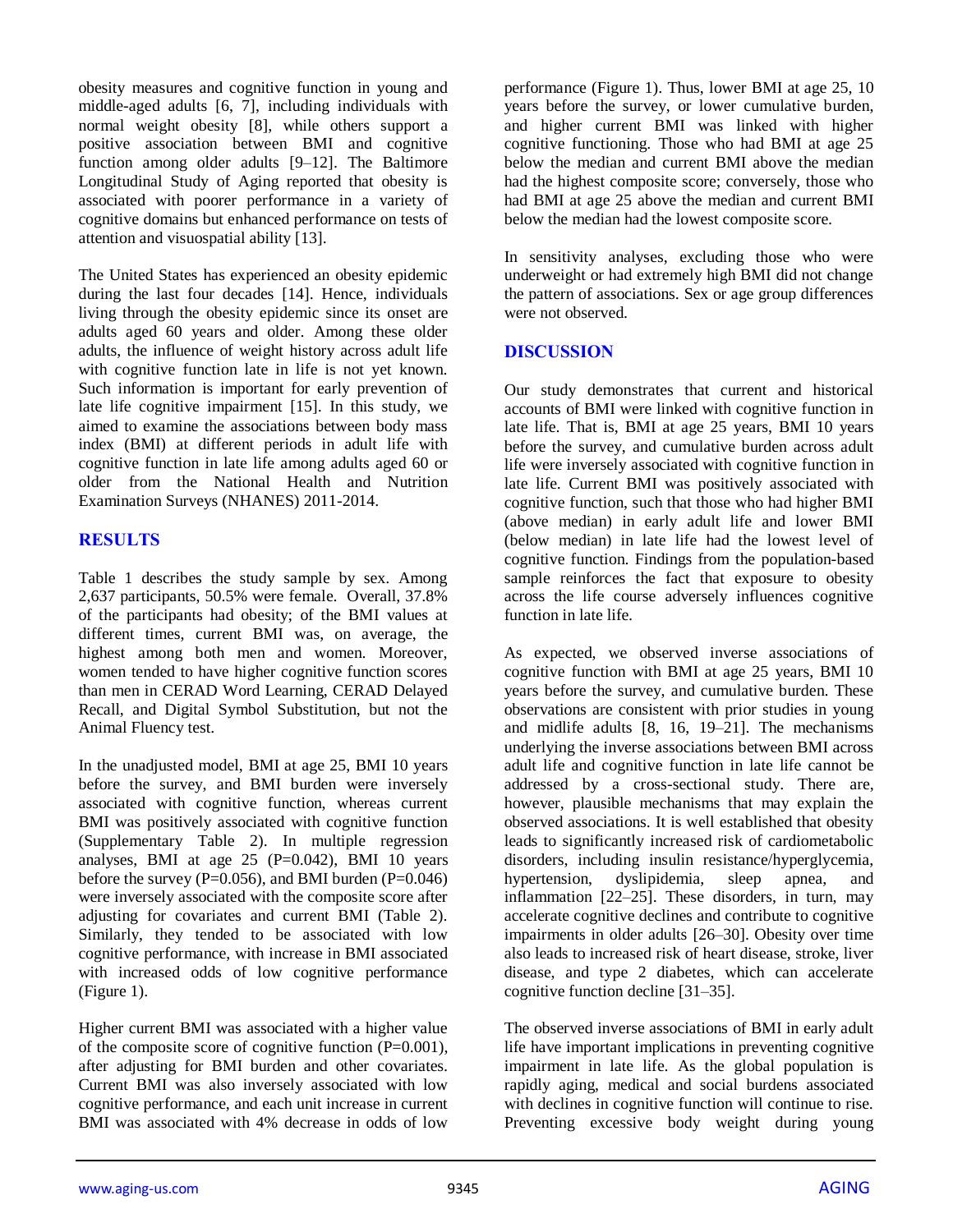obesity measures and cognitive function in young and middle-aged adults [6, 7], including individuals with normal weight obesity [8], while others support a positive association between BMI and cognitive function among older adults [9–12]. The Baltimore Longitudinal Study of Aging reported that obesity is associated with poorer performance in a variety of cognitive domains but enhanced performance on tests of attention and visuospatial ability [13].

The United States has experienced an obesity epidemic during the last four decades [14]. Hence, individuals living through the obesity epidemic since its onset are adults aged 60 years and older. Among these older adults, the influence of weight history across adult life with cognitive function late in life is not yet known. Such information is important for early prevention of late life cognitive impairment [15]. In this study, we aimed to examine the associations between body mass index (BMI) at different periods in adult life with cognitive function in late life among adults aged 60 or older from the National Health and Nutrition Examination Surveys (NHANES) 2011-2014.

## RESULTS

Table 1 describes the study sample by sex. Among 2,637 participants, 50.5% were female. Overall, 37.8% of the participants had obesity; of the BMI values at different times, current BMI was, on average, the highest among both men and women. Moreover, women tended to have higher cognitive function scores than men in CERAD Word Learning, CERAD Delayed Recall, and Digital Symbol Substitution, but not the Animal Fluency test.

In the unadjusted model, BMI at age 25, BMI 10 years before the survey, and BMI burden were inversely associated with cognitive function, whereas current BMI was positively associated with cognitive function (Supplementary Table 2). In multiple regression analyses, BMI at age 25 (P=0.042), BMI 10 years before the survey (P=0.056), and BMI burden (P=0.046) were inversely associated with the composite score after adjusting for covariates and current BMI (Table 2). Similarly, they tended to be associated with low cognitive performance, with increase in BMI associated with increased odds of low cognitive performance (Figure 1).

Higher current BMI was associated with a higher value of the composite score of cognitive function (P=0.001), after adjusting for BMI burden and other covariates. Current BMI was also inversely associated with low cognitive performance, and each unit increase in current BMI was associated with 4% decrease in odds of low performance (Figure 1). Thus, lower BMI at age 25, 10 years before the survey, or lower cumulative burden, and higher current BMI was linked with higher cognitive functioning. Those who had BMI at age 25 below the median and current BMI above the median had the highest composite score; conversely, those who had BMI at age 25 above the median and current BMI below the median had the lowest composite score.

In sensitivity analyses, excluding those who were underweight or had extremely high BMI did not change the pattern of associations. Sex or age group differences were not observed.

## DISCUSSION

Our study demonstrates that current and historical accounts of BMI were linked with cognitive function in late life. That is, BMI at age 25 years, BMI 10 years before the survey, and cumulative burden across adult life were inversely associated with cognitive function in late life. Current BMI was positively associated with cognitive function, such that those who had higher BMI (above median) in early adult life and lower BMI (below median) in late life had the lowest level of cognitive function. Findings from the population-based sample reinforces the fact that exposure to obesity across the life course adversely influences cognitive function in late life.

As expected, we observed inverse associations of cognitive function with BMI at age 25 years, BMI 10 years before the survey, and cumulative burden. These observations are consistent with prior studies in young and midlife adults [8, 16, 19–21]. The mechanisms underlying the inverse associations between BMI across adult life and cognitive function in late life cannot be addressed by a cross-sectional study. There are, however, plausible mechanisms that may explain the observed associations. It is well established that obesity leads to significantly increased risk of cardiometabolic disorders, including insulin resistance/hyperglycemia, hypertension, dyslipidemia, sleep apnea, and inflammation [22–25]. These disorders, in turn, may accelerate cognitive declines and contribute to cognitive impairments in older adults [26–30]. Obesity over time also leads to increased risk of heart disease, stroke, liver disease, and type 2 diabetes, which can accelerate cognitive function decline [31–35].

The observed inverse associations of BMI in early adult life have important implications in preventing cognitive impairment in late life. As the global population is rapidly aging, medical and social burdens associated with declines in cognitive function will continue to rise. Preventing excessive body weight during young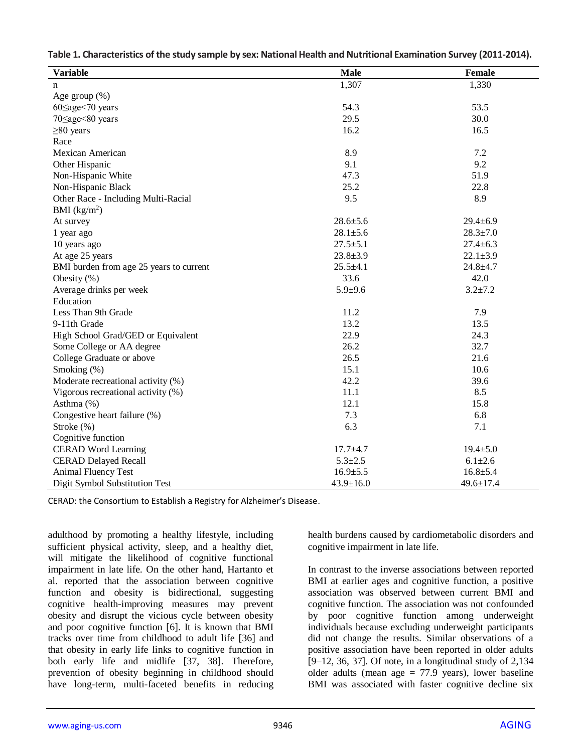**Table 1. Characteristics of the study sample by sex: National Health and Nutritional Examination Survey (2011-2014).**

| Variable | Male | Female |
|---|---|---|
| n | 1,307 | 1,330 |
| Age group (%) | | |
| 60≤age<70 years | 54.3 | 53.5 |
| 70≤age<80 years | 29.5 | 30.0 |
| ≥80 years | 16.2 | 16.5 |
| Race | | |
| Mexican American | 8.9 | 7.2 |
| Other Hispanic | 9.1 | 9.2 |
| Non-Hispanic White | 47.3 | 51.9 |
| Non-Hispanic Black | 25.2 | 22.8 |
| Other Race - Including Multi-Racial | 9.5 | 8.9 |
| BMI (kg/m$^2$) | | |
| At survey | 28.6±5.6 | 29.4±6.9 |
| 1 year ago | 28.1±5.6 | 28.3±7.0 |
| 10 years ago | 27.5±5.1 | 27.4±6.3 |
| At age 25 years | 23.8±3.9 | 22.1±3.9 |
| BMI burden from age 25 years to current | 25.5±4.1 | 24.8±4.7 |
| Obesity (%) | 33.6 | 42.0 |
| Average drinks per week | 5.9±9.6 | 3.2±7.2 |
| Education | | |
| Less Than 9th Grade | 11.2 | 7.9 |
| 9-11th Grade | 13.2 | 13.5 |
| High School Grad/GED or Equivalent | 22.9 | 24.3 |
| Some College or AA degree | 26.2 | 32.7 |
| College Graduate or above | 26.5 | 21.6 |
| Smoking (%) | 15.1 | 10.6 |
| Moderate recreational activity (%) | 42.2 | 39.6 |
| Vigorous recreational activity (%) | 11.1 | 8.5 |
| Asthma (%) | 12.1 | 15.8 |
| Congestive heart failure (%) | 7.3 | 6.8 |
| Stroke (%) | 6.3 | 7.1 |
| Cognitive function | | |
| CERAD Word Learning | 17.7±4.7 | 19.4±5.0 |
| CERAD Delayed Recall | 5.3±2.5 | 6.1±2.6 |
| Animal Fluency Test | 16.9±5.5 | 16.8±5.4 |
| Digit Symbol Substitution Test | 43.9±16.0 | 49.6±17.4 |

CERAD: the Consortium to Establish a Registry for Alzheimer's Disease.

adulthood by promoting a healthy lifestyle, including sufficient physical activity, sleep, and a healthy diet, will mitigate the likelihood of cognitive functional impairment in late life. On the other hand, Hartanto et al. reported that the association between cognitive function and obesity is bidirectional, suggesting cognitive health-improving measures may prevent obesity and disrupt the vicious cycle between obesity and poor cognitive function [6]. It is known that BMI tracks over time from childhood to adult life [36] and that obesity in early life links to cognitive function in both early life and midlife [37, 38]. Therefore, prevention of obesity beginning in childhood should have long-term, multi-faceted benefits in reducing health burdens caused by cardiometabolic disorders and cognitive impairment in late life.

In contrast to the inverse associations between reported BMI at earlier ages and cognitive function, a positive association was observed between current BMI and cognitive function. The association was not confounded by poor cognitive function among underweight individuals because excluding underweight participants did not change the results. Similar observations of a positive association have been reported in older adults [9–12, 36, 37]. Of note, in a longitudinal study of 2,134 older adults (mean age = 77.9 years), lower baseline BMI was associated with faster cognitive decline six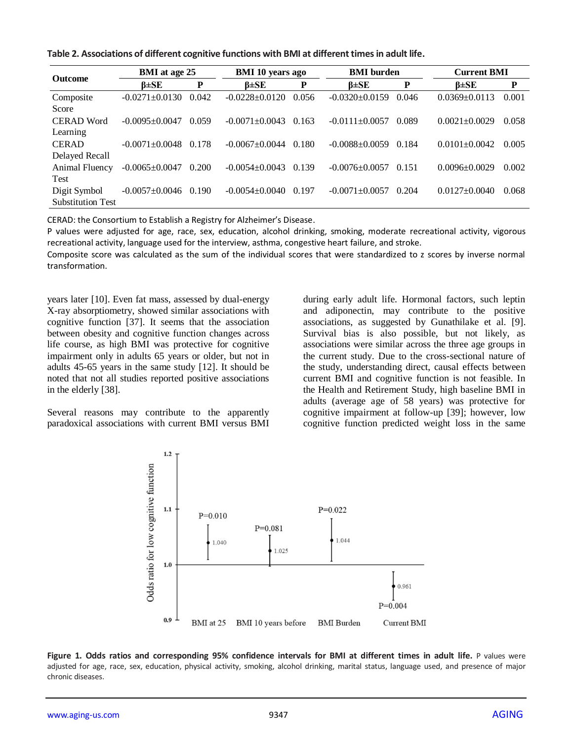**Table 2. Associations of different cognitive functions with BMI at different times in adult life.**

| Outcome | BMI at age 25 | | BMI 10 years ago | | BMI burden | | Current BMI | |
|---|---|---|---|---|---|---|---|---|
| | β±SE | P | β±SE | P | β±SE | P | β±SE | P |
| Composite Score | -0.0271±0.0130 | 0.042 | -0.0228±0.0120 | 0.056 | -0.0320±0.0159 | 0.046 | 0.0369±0.0113 | 0.001 |
| CERAD Word Learning | -0.0095±0.0047 | 0.059 | -0.0071±0.0043 | 0.163 | -0.0111±0.0057 | 0.089 | 0.0021±0.0029 | 0.058 |
| CERAD Delayed Recall | -0.0071±0.0048 | 0.178 | -0.0067±0.0044 | 0.180 | -0.0088±0.0059 | 0.184 | 0.0101±0.0042 | 0.005 |
| Animal Fluency Test | -0.0065±0.0047 | 0.200 | -0.0054±0.0043 | 0.139 | -0.0076±0.0057 | 0.151 | 0.0096±0.0029 | 0.002 |
| Digit Symbol Substitution Test | -0.0057±0.0046 | 0.190 | -0.0054±0.0040 | 0.197 | -0.0071±0.0057 | 0.204 | 0.0127±0.0040 | 0.068 |

CERAD: the Consortium to Establish a Registry for Alzheimer's Disease.

P values were adjusted for age, race, sex, education, alcohol drinking, smoking, moderate recreational activity, vigorous recreational activity, language used for the interview, asthma, congestive heart failure, and stroke.

Composite score was calculated as the sum of the individual scores that were standardized to z scores by inverse normal transformation.

years later [10]. Even fat mass, assessed by dual-energy X-ray absorptiometry, showed similar associations with cognitive function [37]. It seems that the association between obesity and cognitive function changes across life course, as high BMI was protective for cognitive impairment only in adults 65 years or older, but not in adults 45-65 years in the same study [12]. It should be noted that not all studies reported positive associations in the elderly [38].

Several reasons may contribute to the apparently paradoxical associations with current BMI versus BMI during early adult life. Hormonal factors, such leptin and adiponectin, may contribute to the positive associations, as suggested by Gunathilake et al. [9]. Survival bias is also possible, but not likely, as associations were similar across the three age groups in the current study. Due to the cross-sectional nature of the study, understanding direct, causal effects between current BMI and cognitive function is not feasible. In the Health and Retirement Study, high baseline BMI in adults (average age of 58 years) was protective for cognitive impairment at follow-up [39]; however, low cognitive function predicted weight loss in the same

**Figure 1. Odds ratios and corresponding 95% confidence intervals for BMI at different times in adult life.** P values were adjusted for age, race, sex, education, physical activity, smoking, alcohol drinking, marital status, language used, and presence of major chronic diseases.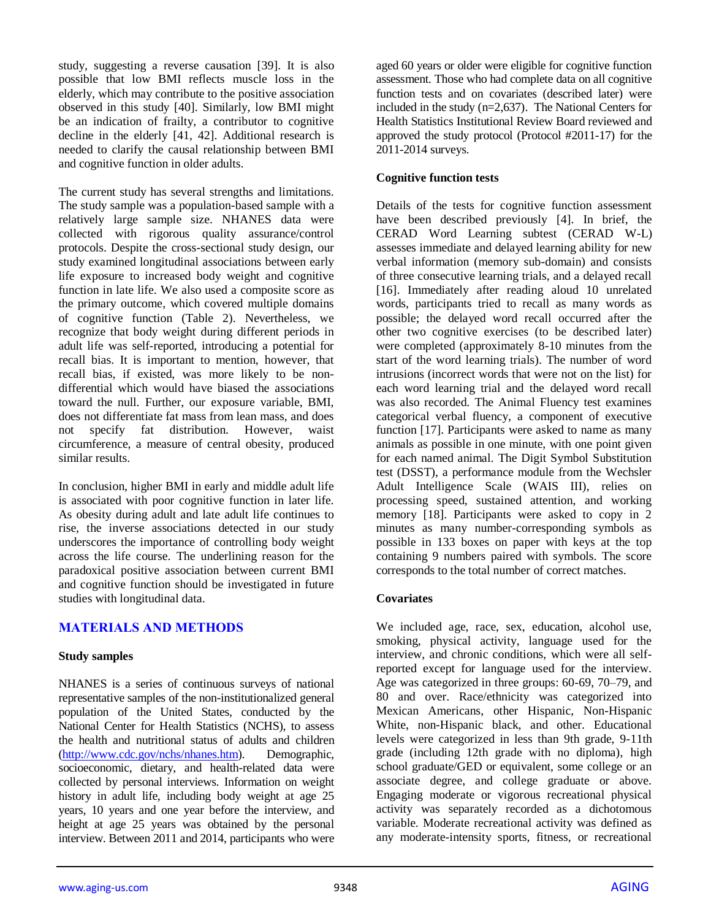study, suggesting a reverse causation [39]. It is also possible that low BMI reflects muscle loss in the elderly, which may contribute to the positive association observed in this study [40]. Similarly, low BMI might be an indication of frailty, a contributor to cognitive decline in the elderly [41, 42]. Additional research is needed to clarify the causal relationship between BMI and cognitive function in older adults.

The current study has several strengths and limitations. The study sample was a population-based sample with a relatively large sample size. NHANES data were collected with rigorous quality assurance/control protocols. Despite the cross-sectional study design, our study examined longitudinal associations between early life exposure to increased body weight and cognitive function in late life. We also used a composite score as the primary outcome, which covered multiple domains of cognitive function (Table 2). Nevertheless, we recognize that body weight during different periods in adult life was self-reported, introducing a potential for recall bias. It is important to mention, however, that recall bias, if existed, was more likely to be non-differential which would have biased the associations toward the null. Further, our exposure variable, BMI, does not differentiate fat mass from lean mass, and does not specify fat distribution. However, waist circumference, a measure of central obesity, produced similar results.

In conclusion, higher BMI in early and middle adult life is associated with poor cognitive function in later life. As obesity during adult and late adult life continues to rise, the inverse associations detected in our study underscores the importance of controlling body weight across the life course. The underlining reason for the paradoxical positive association between current BMI and cognitive function should be investigated in future studies with longitudinal data.

## MATERIALS AND METHODS

### Study samples

NHANES is a series of continuous surveys of national representative samples of the non-institutionalized general population of the United States, conducted by the National Center for Health Statistics (NCHS), to assess the health and nutritional status of adults and children (http://www.cdc.gov/nchs/nhanes.htm). Demographic, socioeconomic, dietary, and health-related data were collected by personal interviews. Information on weight history in adult life, including body weight at age 25 years, 10 years and one year before the interview, and height at age 25 years was obtained by the personal interview. Between 2011 and 2014, participants who were aged 60 years or older were eligible for cognitive function assessment. Those who had complete data on all cognitive function tests and on covariates (described later) were included in the study (n=2,637). The National Centers for Health Statistics Institutional Review Board reviewed and approved the study protocol (Protocol #2011-17) for the 2011-2014 surveys.

### Cognitive function tests

Details of the tests for cognitive function assessment have been described previously [4]. In brief, the CERAD Word Learning subtest (CERAD W-L) assesses immediate and delayed learning ability for new verbal information (memory sub-domain) and consists of three consecutive learning trials, and a delayed recall [16]. Immediately after reading aloud 10 unrelated words, participants tried to recall as many words as possible; the delayed word recall occurred after the other two cognitive exercises (to be described later) were completed (approximately 8-10 minutes from the start of the word learning trials). The number of word intrusions (incorrect words that were not on the list) for each word learning trial and the delayed word recall was also recorded. The Animal Fluency test examines categorical verbal fluency, a component of executive function [17]. Participants were asked to name as many animals as possible in one minute, with one point given for each named animal. The Digit Symbol Substitution test (DSST), a performance module from the Wechsler Adult Intelligence Scale (WAIS III), relies on processing speed, sustained attention, and working memory [18]. Participants were asked to copy in 2 minutes as many number-corresponding symbols as possible in 133 boxes on paper with keys at the top containing 9 numbers paired with symbols. The score corresponds to the total number of correct matches.

### Covariates

We included age, race, sex, education, alcohol use, smoking, physical activity, language used for the interview, and chronic conditions, which were all self-reported except for language used for the interview. Age was categorized in three groups: 60-69, 70–79, and 80 and over. Race/ethnicity was categorized into Mexican Americans, other Hispanic, Non-Hispanic White, non-Hispanic black, and other. Educational levels were categorized in less than 9th grade, 9-11th grade (including 12th grade with no diploma), high school graduate/GED or equivalent, some college or an associate degree, and college graduate or above. Engaging moderate or vigorous recreational physical activity was separately recorded as a dichotomous variable. Moderate recreational activity was defined as any moderate-intensity sports, fitness, or recreational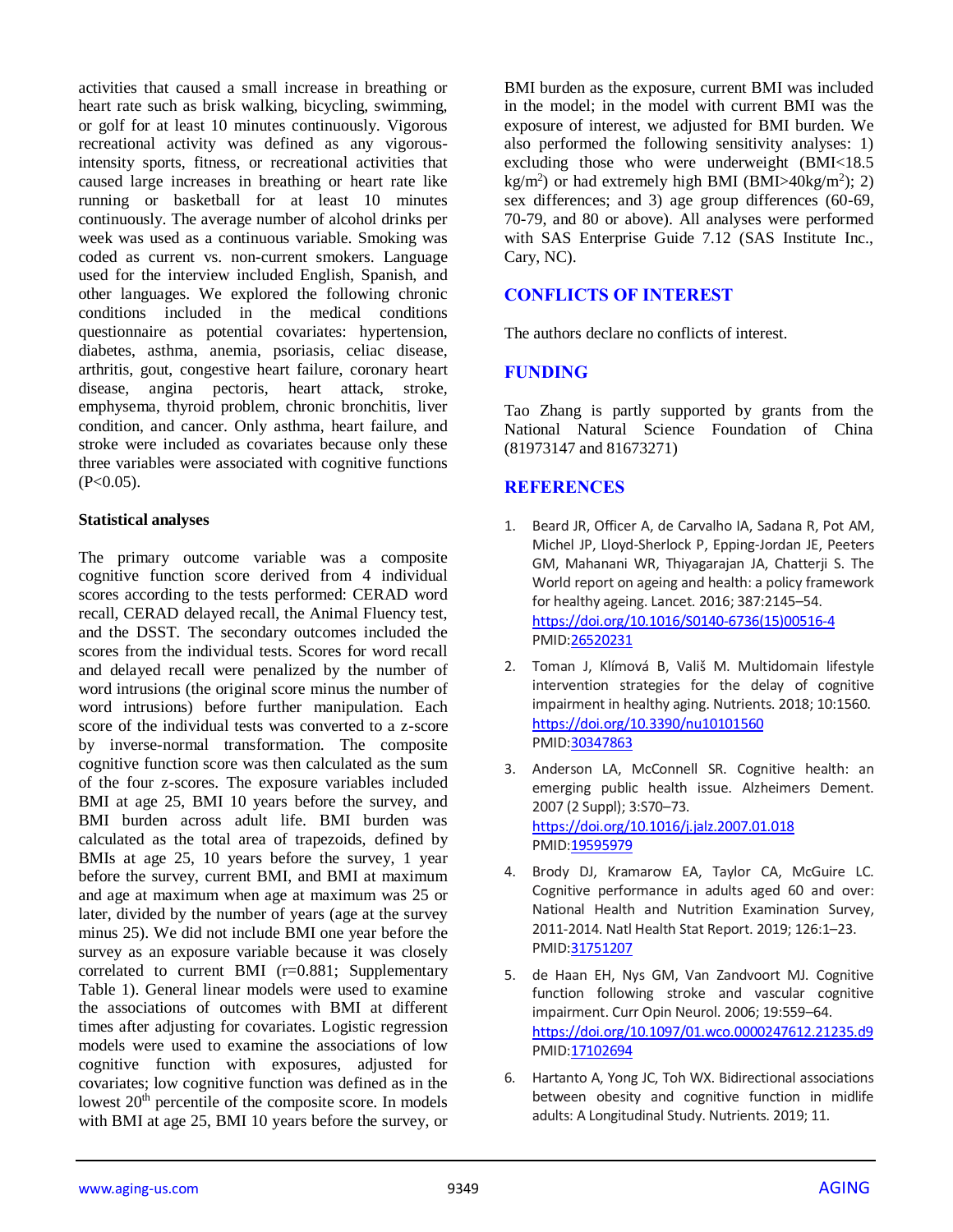activities that caused a small increase in breathing or heart rate such as brisk walking, bicycling, swimming, or golf for at least 10 minutes continuously. Vigorous recreational activity was defined as any vigorous-intensity sports, fitness, or recreational activities that caused large increases in breathing or heart rate like running or basketball for at least 10 minutes continuously. The average number of alcohol drinks per week was used as a continuous variable. Smoking was coded as current vs. non-current smokers. Language used for the interview included English, Spanish, and other languages. We explored the following chronic conditions included in the medical conditions questionnaire as potential covariates: hypertension, diabetes, asthma, anemia, psoriasis, celiac disease, arthritis, gout, congestive heart failure, coronary heart disease, angina pectoris, heart attack, stroke, emphysema, thyroid problem, chronic bronchitis, liver condition, and cancer. Only asthma, heart failure, and stroke were included as covariates because only these three variables were associated with cognitive functions ($P<0.05$).

### Statistical analyses

The primary outcome variable was a composite cognitive function score derived from 4 individual scores according to the tests performed: CERAD word recall, CERAD delayed recall, the Animal Fluency test, and the DSST. The secondary outcomes included the scores from the individual tests. Scores for word recall and delayed recall were penalized by the number of word intrusions (the original score minus the number of word intrusions) before further manipulation. Each score of the individual tests was converted to a z-score by inverse-normal transformation. The composite cognitive function score was then calculated as the sum of the four z-scores. The exposure variables included BMI at age 25, BMI 10 years before the survey, and BMI burden across adult life. BMI burden was calculated as the total area of trapezoids, defined by BMIs at age 25, 10 years before the survey, 1 year before the survey, current BMI, and BMI at maximum and age at maximum when age at maximum was 25 or later, divided by the number of years (age at the survey minus 25). We did not include BMI one year before the survey as an exposure variable because it was closely correlated to current BMI ($r=0.881$; Supplementary Table 1). General linear models were used to examine the associations of outcomes with BMI at different times after adjusting for covariates. Logistic regression models were used to examine the associations of low cognitive function with exposures, adjusted for covariates; low cognitive function was defined as in the lowest 20th percentile of the composite score. In models with BMI at age 25, BMI 10 years before the survey, or BMI burden as the exposure, current BMI was included in the model; in the model with current BMI was the exposure of interest, we adjusted for BMI burden. We also performed the following sensitivity analyses: 1) excluding those who were underweight (BMI<18.5 kg/m$^2$) or had extremely high BMI (BMI>40kg/m$^2$); 2) sex differences; and 3) age group differences (60-69, 70-79, and 80 or above). All analyses were performed with SAS Enterprise Guide 7.12 (SAS Institute Inc., Cary, NC).

## CONFLICTS OF INTEREST

The authors declare no conflicts of interest.

## FUNDING

Tao Zhang is partly supported by grants from the National Natural Science Foundation of China (81973147 and 81673271)

## REFERENCES

1. Beard JR, Officer A, de Carvalho IA, Sadana R, Pot AM, Michel JP, Lloyd-Sherlock P, Epping-Jordan JE, Peeters GM, Mahanani WR, Thiyagarajan JA, Chatterji S. The World report on ageing and health: a policy framework for healthy ageing. Lancet. 2016; 387:2145–54. https://doi.org/10.1016/S0140-6736(15)00516-4 PMID:26520231

2. Toman J, Klímová B, Vališ M. Multidomain lifestyle intervention strategies for the delay of cognitive impairment in healthy aging. Nutrients. 2018; 10:1560. https://doi.org/10.3390/nu10101560 PMID:30347863

3. Anderson LA, McConnell SR. Cognitive health: an emerging public health issue. Alzheimers Dement. 2007 (2 Suppl); 3:S70–73. https://doi.org/10.1016/j.jalz.2007.01.018 PMID:19595979

4. Brody DJ, Kramarow EA, Taylor CA, McGuire LC. Cognitive performance in adults aged 60 and over: National Health and Nutrition Examination Survey, 2011-2014. Natl Health Stat Report. 2019; 126:1–23. PMID:31751207

5. de Haan EH, Nys GM, Van Zandvoort MJ. Cognitive function following stroke and vascular cognitive impairment. Curr Opin Neurol. 2006; 19:559–64. https://doi.org/10.1097/01.wco.0000247612.21235.d9 PMID:17102694

6. Hartanto A, Yong JC, Toh WX. Bidirectional associations between obesity and cognitive function in midlife adults: A Longitudinal Study. Nutrients. 2019; 11.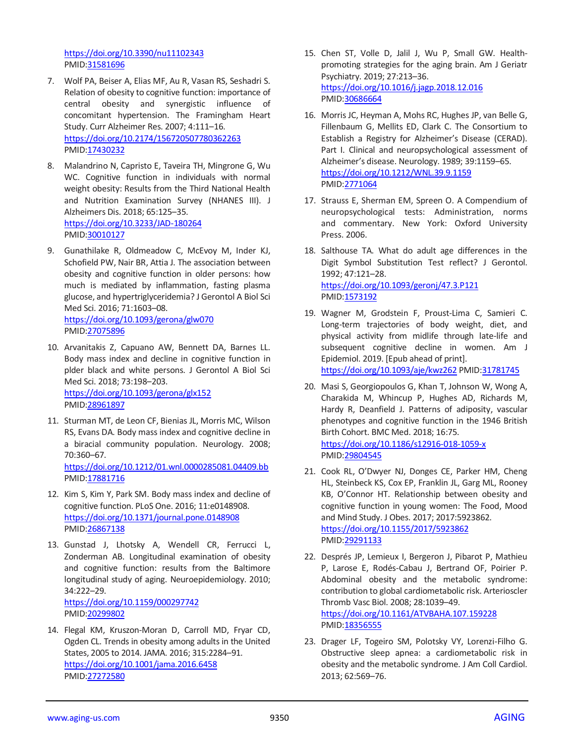https://doi.org/10.3390/nu11102343
PMID:31581696

7. Wolf PA, Beiser A, Elias MF, Au R, Vasan RS, Seshadri S. Relation of obesity to cognitive function: importance of central obesity and synergistic influence of concomitant hypertension. The Framingham Heart Study. Curr Alzheimer Res. 2007; 4:111–16. https://doi.org/10.2174/156720507780362263 PMID:17430232

8. Malandrino N, Capristo E, Taveira TH, Mingrone G, Wu WC. Cognitive function in individuals with normal weight obesity: Results from the Third National Health and Nutrition Examination Survey (NHANES III). J Alzheimers Dis. 2018; 65:125–35. https://doi.org/10.3233/JAD-180264 PMID:30010127

9. Gunathilake R, Oldmeadow C, McEvoy M, Inder KJ, Schofield PW, Nair BR, Attia J. The association between obesity and cognitive function in older persons: how much is mediated by inflammation, fasting plasma glucose, and hypertriglyceridemia? J Gerontol A Biol Sci Med Sci. 2016; 71:1603–08. https://doi.org/10.1093/gerona/glw070 PMID:27075896

10. Arvanitakis Z, Capuano AW, Bennett DA, Barnes LL. Body mass index and decline in cognitive function in plder black and white persons. J Gerontol A Biol Sci Med Sci. 2018; 73:198–203. https://doi.org/10.1093/gerona/glx152 PMID:28961897

11. Sturman MT, de Leon CF, Bienias JL, Morris MC, Wilson RS, Evans DA. Body mass index and cognitive decline in a biracial community population. Neurology. 2008; 70:360–67. https://doi.org/10.1212/01.wnl.0000285081.04409.bb PMID:17881716

12. Kim S, Kim Y, Park SM. Body mass index and decline of cognitive function. PLoS One. 2016; 11:e0148908. https://doi.org/10.1371/journal.pone.0148908 PMID:26867138

13. Gunstad J, Lhotsky A, Wendell CR, Ferrucci L, Zonderman AB. Longitudinal examination of obesity and cognitive function: results from the Baltimore longitudinal study of aging. Neuroepidemiology. 2010; 34:222–29. https://doi.org/10.1159/000297742 PMID:20299802

14. Flegal KM, Kruszon-Moran D, Carroll MD, Fryar CD, Ogden CL. Trends in obesity among adults in the United States, 2005 to 2014. JAMA. 2016; 315:2284–91. https://doi.org/10.1001/jama.2016.6458 PMID:27272580

15. Chen ST, Volle D, Jalil J, Wu P, Small GW. Health-promoting strategies for the aging brain. Am J Geriatr Psychiatry. 2019; 27:213–36. https://doi.org/10.1016/j.jagp.2018.12.016 PMID:30686664

16. Morris JC, Heyman A, Mohs RC, Hughes JP, van Belle G, Fillenbaum G, Mellits ED, Clark C. The Consortium to Establish a Registry for Alzheimer's Disease (CERAD). Part I. Clinical and neuropsychological assessment of Alzheimer's disease. Neurology. 1989; 39:1159–65. https://doi.org/10.1212/WNL.39.9.1159 PMID:2771064

17. Strauss E, Sherman EM, Spreen O. A Compendium of neuropsychological tests: Administration, norms and commentary. New York: Oxford University Press. 2006.

18. Salthouse TA. What do adult age differences in the Digit Symbol Substitution Test reflect? J Gerontol. 1992; 47:121–28. https://doi.org/10.1093/geronj/47.3.P121 PMID:1573192

19. Wagner M, Grodstein F, Proust-Lima C, Samieri C. Long-term trajectories of body weight, diet, and physical activity from midlife through late-life and subsequent cognitive decline in women. Am J Epidemiol. 2019. [Epub ahead of print]. https://doi.org/10.1093/aje/kwz262 PMID:31781745

20. Masi S, Georgiopoulos G, Khan T, Johnson W, Wong A, Charakida M, Whincup P, Hughes AD, Richards M, Hardy R, Deanfield J. Patterns of adiposity, vascular phenotypes and cognitive function in the 1946 British Birth Cohort. BMC Med. 2018; 16:75. https://doi.org/10.1186/s12916-018-1059-x PMID:29804545

21. Cook RL, O'Dwyer NJ, Donges CE, Parker HM, Cheng HL, Steinbeck KS, Cox EP, Franklin JL, Garg ML, Rooney KB, O'Connor HT. Relationship between obesity and cognitive function in young women: The Food, Mood and Mind Study. J Obes. 2017; 2017:5923862. https://doi.org/10.1155/2017/5923862 PMID:29291133

22. Després JP, Lemieux I, Bergeron J, Pibarot P, Mathieu P, Larose E, Rodés-Cabau J, Bertrand OF, Poirier P. Abdominal obesity and the metabolic syndrome: contribution to global cardiometabolic risk. Arterioscler Thromb Vasc Biol. 2008; 28:1039–49. https://doi.org/10.1161/ATVBAHA.107.159228 PMID:18356555

23. Drager LF, Togeiro SM, Polotsky VY, Lorenzi-Filho G. Obstructive sleep apnea: a cardiometabolic risk in obesity and the metabolic syndrome. J Am Coll Cardiol. 2013; 62:569–76.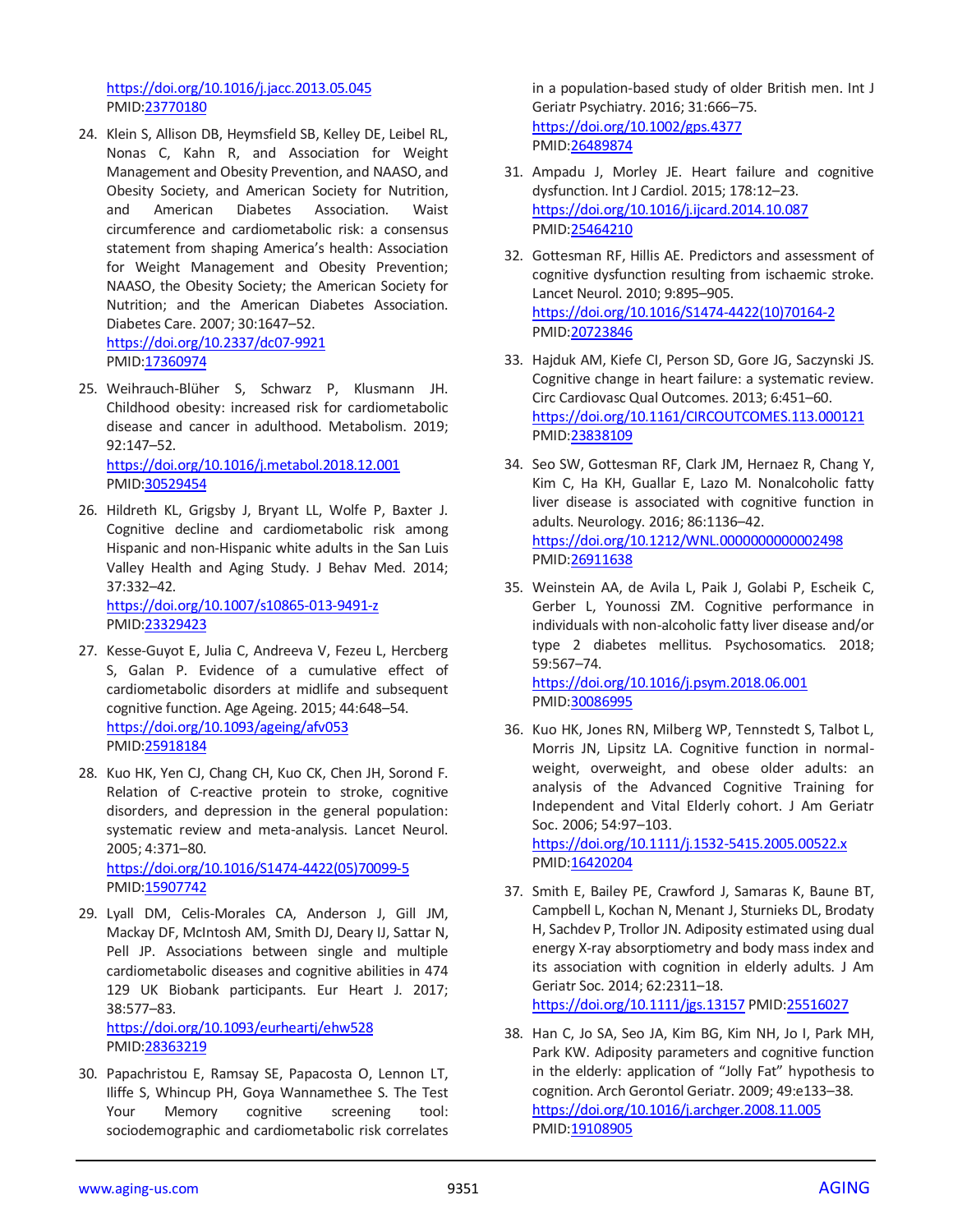https://doi.org/10.1016/j.jacc.2013.05.045
PMID:23770180

24. Klein S, Allison DB, Heymsfield SB, Kelley DE, Leibel RL, Nonas C, Kahn R, and Association for Weight Management and Obesity Prevention, and NAASO, and Obesity Society, and American Society for Nutrition, and American Diabetes Association. Waist circumference and cardiometabolic risk: a consensus statement from shaping America's health: Association for Weight Management and Obesity Prevention; NAASO, the Obesity Society; the American Society for Nutrition; and the American Diabetes Association. Diabetes Care. 2007; 30:1647–52.
https://doi.org/10.2337/dc07-9921
PMID:17360974

25. Weihrauch-Blüher S, Schwarz P, Klusmann JH. Childhood obesity: increased risk for cardiometabolic disease and cancer in adulthood. Metabolism. 2019; 92:147–52.
https://doi.org/10.1016/j.metabol.2018.12.001
PMID:30529454

26. Hildreth KL, Grigsby J, Bryant LL, Wolfe P, Baxter J. Cognitive decline and cardiometabolic risk among Hispanic and non-Hispanic white adults in the San Luis Valley Health and Aging Study. J Behav Med. 2014; 37:332–42.
https://doi.org/10.1007/s10865-013-9491-z
PMID:23329423

27. Kesse-Guyot E, Julia C, Andreeva V, Fezeu L, Hercberg S, Galan P. Evidence of a cumulative effect of cardiometabolic disorders at midlife and subsequent cognitive function. Age Ageing. 2015; 44:648–54.
https://doi.org/10.1093/ageing/afv053
PMID:25918184

28. Kuo HK, Yen CJ, Chang CH, Kuo CK, Chen JH, Sorond F. Relation of C-reactive protein to stroke, cognitive disorders, and depression in the general population: systematic review and meta-analysis. Lancet Neurol. 2005; 4:371–80.
https://doi.org/10.1016/S1474-4422(05)70099-5
PMID:15907742

29. Lyall DM, Celis-Morales CA, Anderson J, Gill JM, Mackay DF, McIntosh AM, Smith DJ, Deary IJ, Sattar N, Pell JP. Associations between single and multiple cardiometabolic diseases and cognitive abilities in 474 129 UK Biobank participants. Eur Heart J. 2017; 38:577–83.
https://doi.org/10.1093/eurheartj/ehw528
PMID:28363219

30. Papachristou E, Ramsay SE, Papacosta O, Lennon LT, Iliffe S, Whincup PH, Goya Wannamethee S. The Test Your Memory cognitive screening tool: sociodemographic and cardiometabolic risk correlates in a population-based study of older British men. Int J Geriatr Psychiatry. 2016; 31:666–75.
https://doi.org/10.1002/gps.4377
PMID:26489874

31. Ampadu J, Morley JE. Heart failure and cognitive dysfunction. Int J Cardiol. 2015; 178:12–23.
https://doi.org/10.1016/j.ijcard.2014.10.087
PMID:25464210

32. Gottesman RF, Hillis AE. Predictors and assessment of cognitive dysfunction resulting from ischaemic stroke. Lancet Neurol. 2010; 9:895–905.
https://doi.org/10.1016/S1474-4422(10)70164-2
PMID:20723846

33. Hajduk AM, Kiefe CI, Person SD, Gore JG, Saczynski JS. Cognitive change in heart failure: a systematic review. Circ Cardiovasc Qual Outcomes. 2013; 6:451–60.
https://doi.org/10.1161/CIRCOUTCOMES.113.000121
PMID:23838109

34. Seo SW, Gottesman RF, Clark JM, Hernaez R, Chang Y, Kim C, Ha KH, Guallar E, Lazo M. Nonalcoholic fatty liver disease is associated with cognitive function in adults. Neurology. 2016; 86:1136–42.
https://doi.org/10.1212/WNL.0000000000002498
PMID:26911638

35. Weinstein AA, de Avila L, Paik J, Golabi P, Escheik C, Gerber L, Younossi ZM. Cognitive performance in individuals with non-alcoholic fatty liver disease and/or type 2 diabetes mellitus. Psychosomatics. 2018; 59:567–74.
https://doi.org/10.1016/j.psym.2018.06.001
PMID:30086995

36. Kuo HK, Jones RN, Milberg WP, Tennstedt S, Talbot L, Morris JN, Lipsitz LA. Cognitive function in normal-weight, overweight, and obese older adults: an analysis of the Advanced Cognitive Training for Independent and Vital Elderly cohort. J Am Geriatr Soc. 2006; 54:97–103.
https://doi.org/10.1111/j.1532-5415.2005.00522.x
PMID:16420204

37. Smith E, Bailey PE, Crawford J, Samaras K, Baune BT, Campbell L, Kochan N, Menant J, Sturnieks DL, Brodaty H, Sachdev P, Trollor JN. Adiposity estimated using dual energy X-ray absorptiometry and body mass index and its association with cognition in elderly adults. J Am Geriatr Soc. 2014; 62:2311–18.
https://doi.org/10.1111/jgs.13157 PMID:25516027

38. Han C, Jo SA, Seo JA, Kim BG, Kim NH, Jo I, Park MH, Park KW. Adiposity parameters and cognitive function in the elderly: application of "Jolly Fat" hypothesis to cognition. Arch Gerontol Geriatr. 2009; 49:e133–38.
https://doi.org/10.1016/j.archger.2008.11.005
PMID:19108905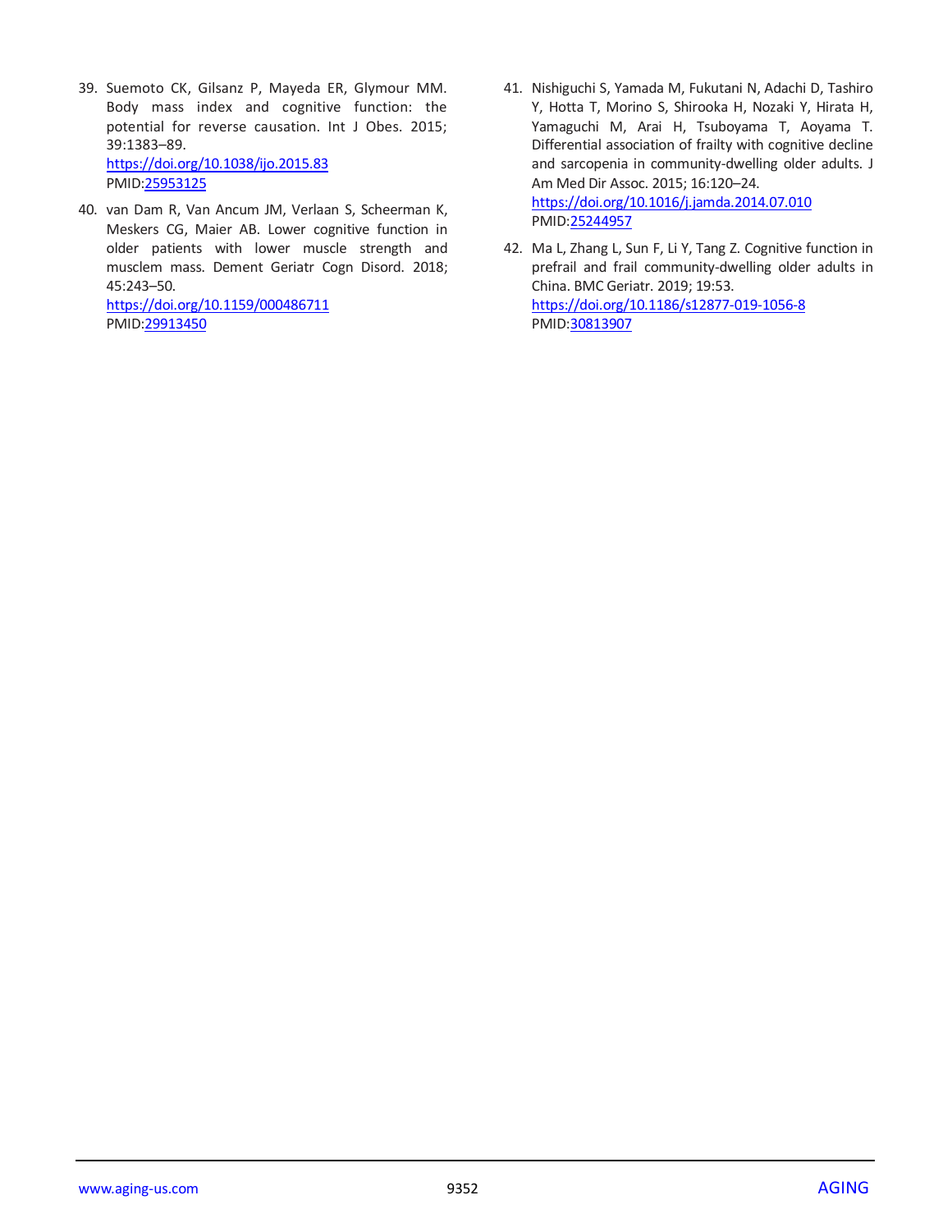39. Suemoto CK, Gilsanz P, Mayeda ER, Glymour MM. Body mass index and cognitive function: the potential for reverse causation. Int J Obes. 2015; 39:1383–89.
https://doi.org/10.1038/ijo.2015.83
PMID:25953125

40. van Dam R, Van Ancum JM, Verlaan S, Scheerman K, Meskers CG, Maier AB. Lower cognitive function in older patients with lower muscle strength and musclem mass. Dement Geriatr Cogn Disord. 2018; 45:243–50.
https://doi.org/10.1159/000486711
PMID:29913450

41. Nishiguchi S, Yamada M, Fukutani N, Adachi D, Tashiro Y, Hotta T, Morino S, Shirooka H, Nozaki Y, Hirata H, Yamaguchi M, Arai H, Tsuboyama T, Aoyama T. Differential association of frailty with cognitive decline and sarcopenia in community-dwelling older adults. J Am Med Dir Assoc. 2015; 16:120–24.
https://doi.org/10.1016/j.jamda.2014.07.010
PMID:25244957

42. Ma L, Zhang L, Sun F, Li Y, Tang Z. Cognitive function in prefrail and frail community-dwelling older adults in China. BMC Geriatr. 2019; 19:53.
https://doi.org/10.1186/s12877-019-1056-8
PMID:30813907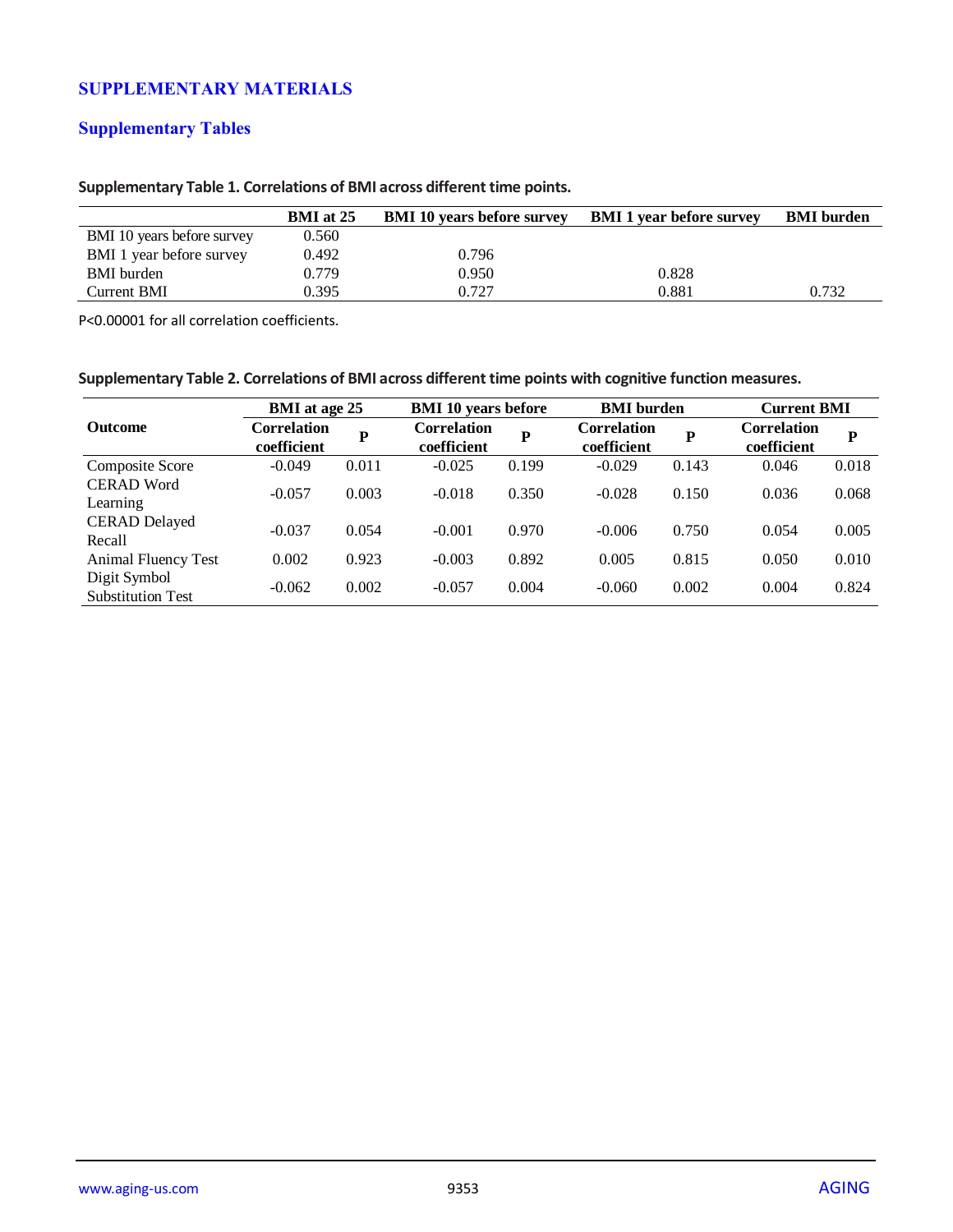# SUPPLEMENTARY MATERIALS

## Supplementary Tables

**Supplementary Table 1. Correlations of BMI across different time points.**

| | BMI at 25 | BMI 10 years before survey | BMI 1 year before survey | BMI burden |
|---|---|---|---|---|
| BMI 10 years before survey | 0.560 | | | |
| BMI 1 year before survey | 0.492 | 0.796 | | |
| BMI burden | 0.779 | 0.950 | 0.828 | |
| Current BMI | 0.395 | 0.727 | 0.881 | 0.732 |

P<0.00001 for all correlation coefficients.

**Supplementary Table 2. Correlations of BMI across different time points with cognitive function measures.**

| Outcome | BMI at age 25 | | BMI 10 years before | | BMI burden | | Current BMI | |
|---|---|---|---|---|---|---|---|---|
| | Correlation coefficient | P | Correlation coefficient | P | Correlation coefficient | P | Correlation coefficient | P |
| Composite Score | -0.049 | 0.011 | -0.025 | 0.199 | -0.029 | 0.143 | 0.046 | 0.018 |
| CERAD Word Learning | -0.057 | 0.003 | -0.018 | 0.350 | -0.028 | 0.150 | 0.036 | 0.068 |
| CERAD Delayed Recall | -0.037 | 0.054 | -0.001 | 0.970 | -0.006 | 0.750 | 0.054 | 0.005 |
| Animal Fluency Test | 0.002 | 0.923 | -0.003 | 0.892 | 0.005 | 0.815 | 0.050 | 0.010 |
| Digit Symbol Substitution Test | -0.062 | 0.002 | -0.057 | 0.004 | -0.060 | 0.002 | 0.004 | 0.824 |